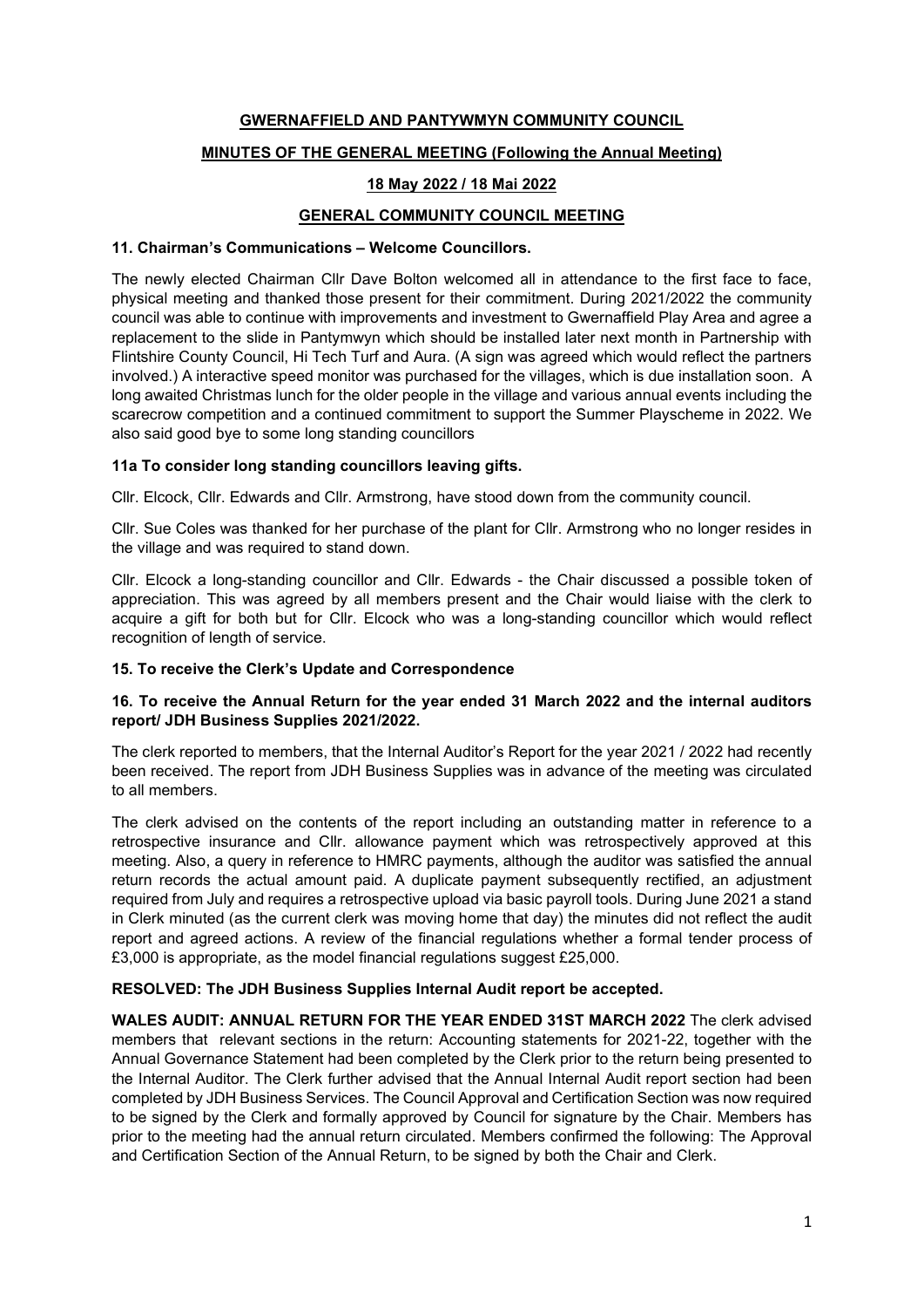# GWERNAFFIELD AND PANTYWMYN COMMUNITY COUNCIL

## MINUTES OF THE GENERAL MEETING (Following the Annual Meeting)

## 18 May 2022 / 18 Mai 2022

## GENERAL COMMUNITY COUNCIL MEETING

### 11. Chairman's Communications – Welcome Councillors.

The newly elected Chairman Cllr Dave Bolton welcomed all in attendance to the first face to face, physical meeting and thanked those present for their commitment. During 2021/2022 the community council was able to continue with improvements and investment to Gwernaffield Play Area and agree a replacement to the slide in Pantymwyn which should be installed later next month in Partnership with Flintshire County Council, Hi Tech Turf and Aura. (A sign was agreed which would reflect the partners involved.) A interactive speed monitor was purchased for the villages, which is due installation soon. A long awaited Christmas lunch for the older people in the village and various annual events including the scarecrow competition and a continued commitment to support the Summer Playscheme in 2022. We also said good bye to some long standing councillors

### 11a To consider long standing councillors leaving gifts.

Cllr. Elcock, Cllr. Edwards and Cllr. Armstrong, have stood down from the community council.

Cllr. Sue Coles was thanked for her purchase of the plant for Cllr. Armstrong who no longer resides in the village and was required to stand down.

Cllr. Elcock a long-standing councillor and Cllr. Edwards - the Chair discussed a possible token of appreciation. This was agreed by all members present and the Chair would liaise with the clerk to acquire a gift for both but for Cllr. Elcock who was a long-standing councillor which would reflect recognition of length of service.

### 15. To receive the Clerk's Update and Correspondence

### 16. To receive the Annual Return for the year ended 31 March 2022 and the internal auditors report/ JDH Business Supplies 2021/2022.

The clerk reported to members, that the Internal Auditor's Report for the year 2021 / 2022 had recently been received. The report from JDH Business Supplies was in advance of the meeting was circulated to all members.

The clerk advised on the contents of the report including an outstanding matter in reference to a retrospective insurance and Cllr. allowance payment which was retrospectively approved at this meeting. Also, a query in reference to HMRC payments, although the auditor was satisfied the annual return records the actual amount paid. A duplicate payment subsequently rectified, an adjustment required from July and requires a retrospective upload via basic payroll tools. During June 2021 a stand in Clerk minuted (as the current clerk was moving home that day) the minutes did not reflect the audit report and agreed actions. A review of the financial regulations whether a formal tender process of £3,000 is appropriate, as the model financial regulations suggest £25,000.

**RESOLVED: The JDH Business Supplies Internal Audit report be accepted.**

**WALES AUDIT: ANNUAL RETURN FOR THE YEAR ENDED 31ST MARCH 2022** The clerk advised members that relevant sections in the return: Accounting statements for 2021-22, together with the Annual Governance Statement had been completed by the Clerk prior to the return being presented to the Internal Auditor. The Clerk further advised that the Annual Internal Audit report section had been completed by JDH Business Services. The Council Approval and Certification Section was now required to be signed by the Clerk and formally approved by Council for signature by the Chair. Members has prior to the meeting had the annual return circulated. Members confirmed the following: The Approval and Certification Section of the Annual Return, to be signed by both the Chair and Clerk.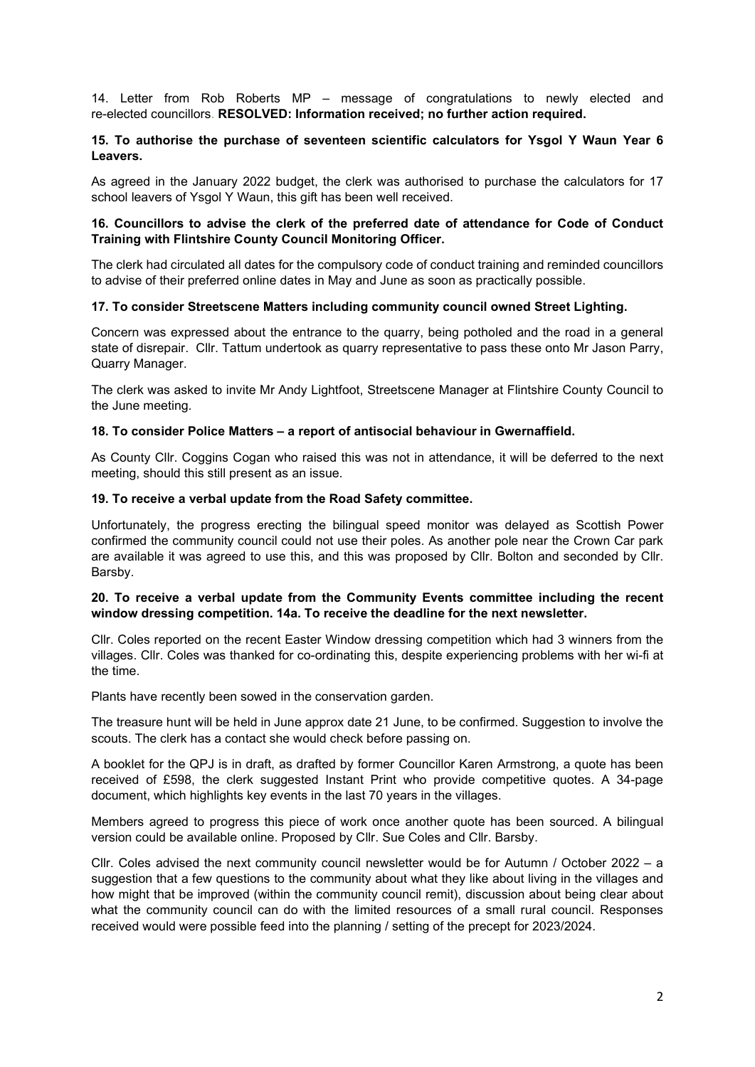14. Letter from Rob Roberts MP – message of congratulations to newly elected and re-elected councillors. **RESOLVED: Information received; no further action required.**

**15. To authorise the purchase of seventeen scientific calculators for Ysgol Y Waun Year 6 Leavers.**

As agreed in the January 2022 budget, the clerk was authorised to purchase the calculators for 17 school leavers of Ysgol Y Waun, this gift has been well received.

**16. Councillors to advise the clerk of the preferred date of attendance for Code of Conduct Training with Flintshire County Council Monitoring Officer.**

The clerk had circulated all dates for the compulsory code of conduct training and reminded councillors to advise of their preferred online dates in May and June as soon as practically possible.

**17. To consider Streetscene Matters including community council owned Street Lighting.**

Concern was expressed about the entrance to the quarry, being potholed and the road in a general state of disrepair. Cllr. Tattum undertook as quarry representative to pass these onto Mr Jason Parry, Quarry Manager.

The clerk was asked to invite Mr Andy Lightfoot, Streetscene Manager at Flintshire County Council to the June meeting.

**18. To consider Police Matters – a report of antisocial behaviour in Gwernaffield.**

As County Cllr. Coggins Cogan who raised this was not in attendance, it will be deferred to the next meeting, should this still present as an issue.

**19. To receive a verbal update from the Road Safety committee.**

Unfortunately, the progress erecting the bilingual speed monitor was delayed as Scottish Power confirmed the community council could not use their poles. As another pole near the Crown Car park are available it was agreed to use this, and this was proposed by Cllr. Bolton and seconded by Cllr. Barsby.

**20. To receive a verbal update from the Community Events committee including the recent window dressing competition. 14a. To receive the deadline for the next newsletter.**

Cllr. Coles reported on the recent Easter Window dressing competition which had 3 winners from the villages. Cllr. Coles was thanked for co-ordinating this, despite experiencing problems with her wi-fi at the time.

Plants have recently been sowed in the conservation garden.

The treasure hunt will be held in June approx date 21 June, to be confirmed. Suggestion to involve the scouts. The clerk has a contact she would check before passing on.

A booklet for the QPJ is in draft, as drafted by former Councillor Karen Armstrong, a quote has been received of £598, the clerk suggested Instant Print who provide competitive quotes. A 34-page document, which highlights key events in the last 70 years in the villages.

Members agreed to progress this piece of work once another quote has been sourced. A bilingual version could be available online. Proposed by Cllr. Sue Coles and Cllr. Barsby.

Cllr. Coles advised the next community council newsletter would be for Autumn / October 2022 – a suggestion that a few questions to the community about what they like about living in the villages and how might that be improved (within the community council remit), discussion about being clear about what the community council can do with the limited resources of a small rural council. Responses received would were possible feed into the planning / setting of the precept for 2023/2024.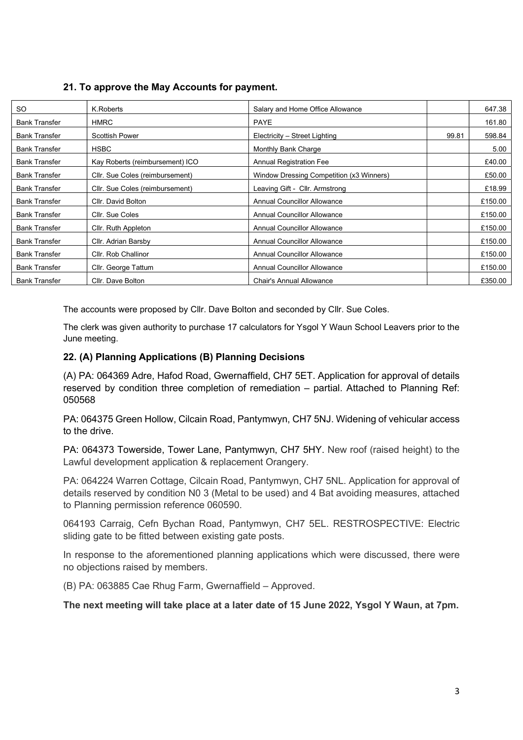### 21. To approve the May Accounts for payment.

| | | | | |
|---|---|---|---|---|
| SO | K.Roberts | Salary and Home Office Allowance | | 647.38 |
| Bank Transfer | HMRC | PAYE | | 161.80 |
| Bank Transfer | Scottish Power | Electricity – Street Lighting | 99.81 | 598.84 |
| Bank Transfer | HSBC | Monthly Bank Charge | | 5.00 |
| Bank Transfer | Kay Roberts (reimbursement) ICO | Annual Registration Fee | | £40.00 |
| Bank Transfer | Cllr. Sue Coles (reimbursement) | Window Dressing Competition (x3 Winners) | | £50.00 |
| Bank Transfer | Cllr. Sue Coles (reimbursement) | Leaving Gift - Cllr. Armstrong | | £18.99 |
| Bank Transfer | Cllr. David Bolton | Annual Councillor Allowance | | £150.00 |
| Bank Transfer | Cllr. Sue Coles | Annual Councillor Allowance | | £150.00 |
| Bank Transfer | Cllr. Ruth Appleton | Annual Councillor Allowance | | £150.00 |
| Bank Transfer | Cllr. Adrian Barsby | Annual Councillor Allowance | | £150.00 |
| Bank Transfer | Cllr. Rob Challinor | Annual Councillor Allowance | | £150.00 |
| Bank Transfer | Cllr. George Tattum | Annual Councillor Allowance | | £150.00 |
| Bank Transfer | Cllr. Dave Bolton | Chair's Annual Allowance | | £350.00 |

The accounts were proposed by Cllr. Dave Bolton and seconded by Cllr. Sue Coles.

The clerk was given authority to purchase 17 calculators for Ysgol Y Waun School Leavers prior to the June meeting.

### 22. (A) Planning Applications (B) Planning Decisions

(A) PA: 064369 Adre, Hafod Road, Gwernaffield, CH7 5ET. Application for approval of details reserved by condition three completion of remediation – partial. Attached to Planning Ref: 050568

PA: 064375 Green Hollow, Cilcain Road, Pantymwyn, CH7 5NJ. Widening of vehicular access to the drive.

PA: 064373 Towerside, Tower Lane, Pantymwyn, CH7 5HY. New roof (raised height) to the Lawful development application & replacement Orangery.

PA: 064224 Warren Cottage, Cilcain Road, Pantymwyn, CH7 5NL. Application for approval of details reserved by condition N0 3 (Metal to be used) and 4 Bat avoiding measures, attached to Planning permission reference 060590.

064193 Carraig, Cefn Bychan Road, Pantymwyn, CH7 5EL. RESTROSPECTIVE: Electric sliding gate to be fitted between existing gate posts.

In response to the aforementioned planning applications which were discussed, there were no objections raised by members.

(B) PA: 063885 Cae Rhug Farm, Gwernaffield – Approved.

**The next meeting will take place at a later date of 15 June 2022, Ysgol Y Waun, at 7pm.**